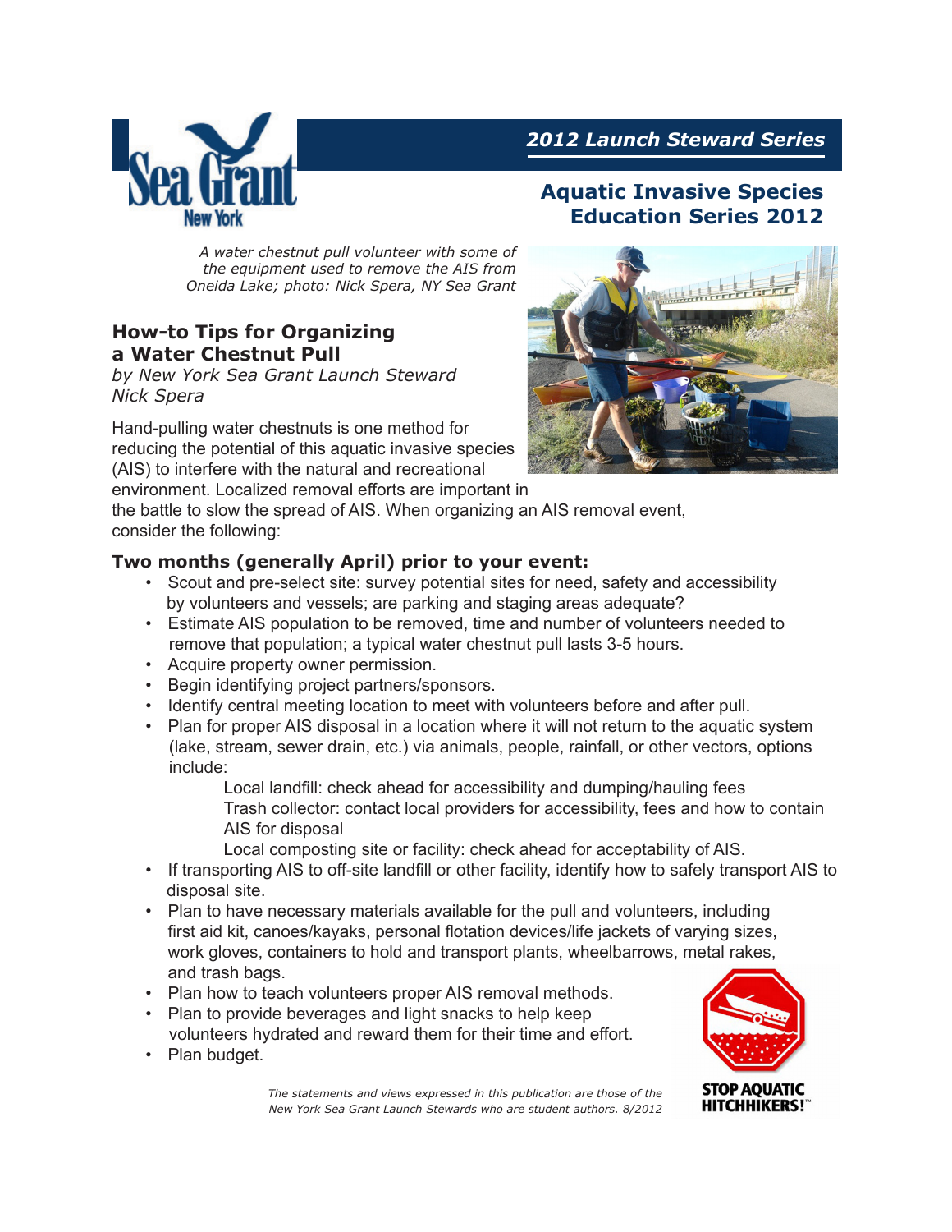2012 Launch Steward Series

# Aquatic Invasive Species Education Series 2012

*A water chestnut pull volunteer with some of the equipment used to remove the AIS from Oneida Lake; photo: Nick Spera, NY Sea Grant*

## How-to Tips for Organizing a Water Chestnut Pull

*by New York Sea Grant Launch Steward Nick Spera*

Hand-pulling water chestnuts is one method for reducing the potential of this aquatic invasive species (AIS) to interfere with the natural and recreational environment. Localized removal efforts are important in the battle to slow the spread of AIS. When organizing an AIS removal event, consider the following:

### Two months (generally April) prior to your event:

- Scout and pre-select site: survey potential sites for need, safety and accessibility by volunteers and vessels; are parking and staging areas adequate?
- Estimate AIS population to be removed, time and number of volunteers needed to remove that population; a typical water chestnut pull lasts 3-5 hours.
- Acquire property owner permission.
- Begin identifying project partners/sponsors.
- Identify central meeting location to meet with volunteers before and after pull.
- Plan for proper AIS disposal in a location where it will not return to the aquatic system (lake, stream, sewer drain, etc.) via animals, people, rainfall, or other vectors, options include:

  Local landfill: check ahead for accessibility and dumping/hauling fees
  Trash collector: contact local providers for accessibility, fees and how to contain AIS for disposal
  Local composting site or facility: check ahead for acceptability of AIS.
- If transporting AIS to off-site landfill or other facility, identify how to safely transport AIS to disposal site.
- Plan to have necessary materials available for the pull and volunteers, including first aid kit, canoes/kayaks, personal flotation devices/life jackets of varying sizes, work gloves, containers to hold and transport plants, wheelbarrows, metal rakes, and trash bags.
- Plan how to teach volunteers proper AIS removal methods.
- Plan to provide beverages and light snacks to help keep volunteers hydrated and reward them for their time and effort.
- Plan budget.

*The statements and views expressed in this publication are those of the New York Sea Grant Launch Stewards who are student authors. 8/2012*

STOP AQUATIC HITCHHIKERS!™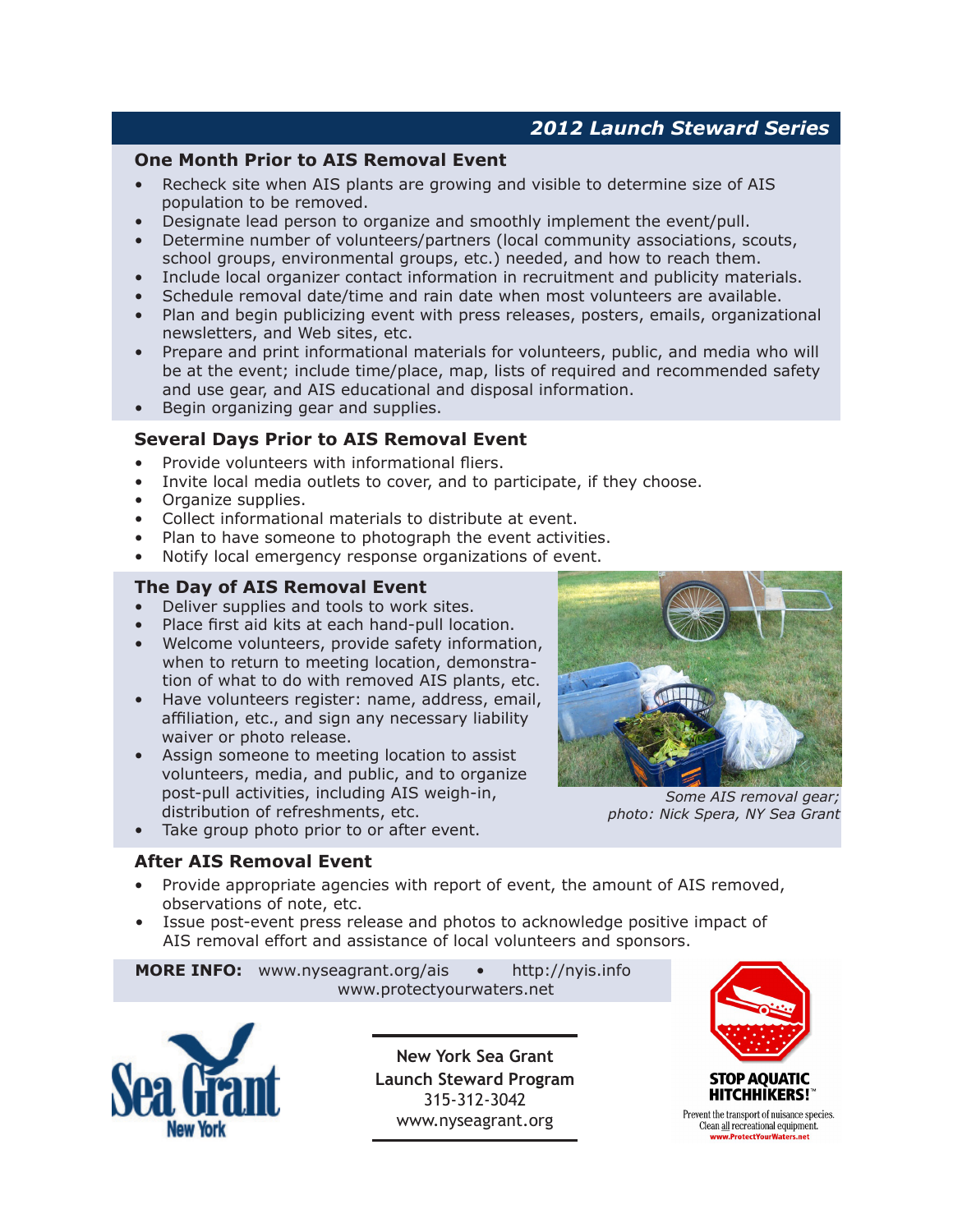*2012 Launch Steward Series*

## One Month Prior to AIS Removal Event

- Recheck site when AIS plants are growing and visible to determine size of AIS population to be removed.
- Designate lead person to organize and smoothly implement the event/pull.
- Determine number of volunteers/partners (local community associations, scouts, school groups, environmental groups, etc.) needed, and how to reach them.
- Include local organizer contact information in recruitment and publicity materials.
- Schedule removal date/time and rain date when most volunteers are available.
- Plan and begin publicizing event with press releases, posters, emails, organizational newsletters, and Web sites, etc.
- Prepare and print informational materials for volunteers, public, and media who will be at the event; include time/place, map, lists of required and recommended safety and use gear, and AIS educational and disposal information.
- Begin organizing gear and supplies.

## Several Days Prior to AIS Removal Event

- Provide volunteers with informational fliers.
- Invite local media outlets to cover, and to participate, if they choose.
- Organize supplies.
- Collect informational materials to distribute at event.
- Plan to have someone to photograph the event activities.
- Notify local emergency response organizations of event.

## The Day of AIS Removal Event

- Deliver supplies and tools to work sites.
- Place first aid kits at each hand-pull location.
- Welcome volunteers, provide safety information, when to return to meeting location, demonstration of what to do with removed AIS plants, etc.
- Have volunteers register: name, address, email, affiliation, etc., and sign any necessary liability waiver or photo release.
- Assign someone to meeting location to assist volunteers, media, and public, and to organize post-pull activities, including AIS weigh-in, distribution of refreshments, etc.
- Take group photo prior to or after event.

*Some AIS removal gear; photo: Nick Spera, NY Sea Grant*

## After AIS Removal Event

- Provide appropriate agencies with report of event, the amount of AIS removed, observations of note, etc.
- Issue post-event press release and photos to acknowledge positive impact of AIS removal effort and assistance of local volunteers and sponsors.

**MORE INFO:** www.nyseagrant.org/ais • http://nyis.info
www.protectyourwaters.net

Sea Grant New York

New York Sea Grant
Launch Steward Program
315-312-3042
www.nyseagrant.org

STOP AQUATIC HITCHHIKERS!™
Prevent the transport of nuisance species. Clean all recreational equipment.
www.ProtectYourWaters.net